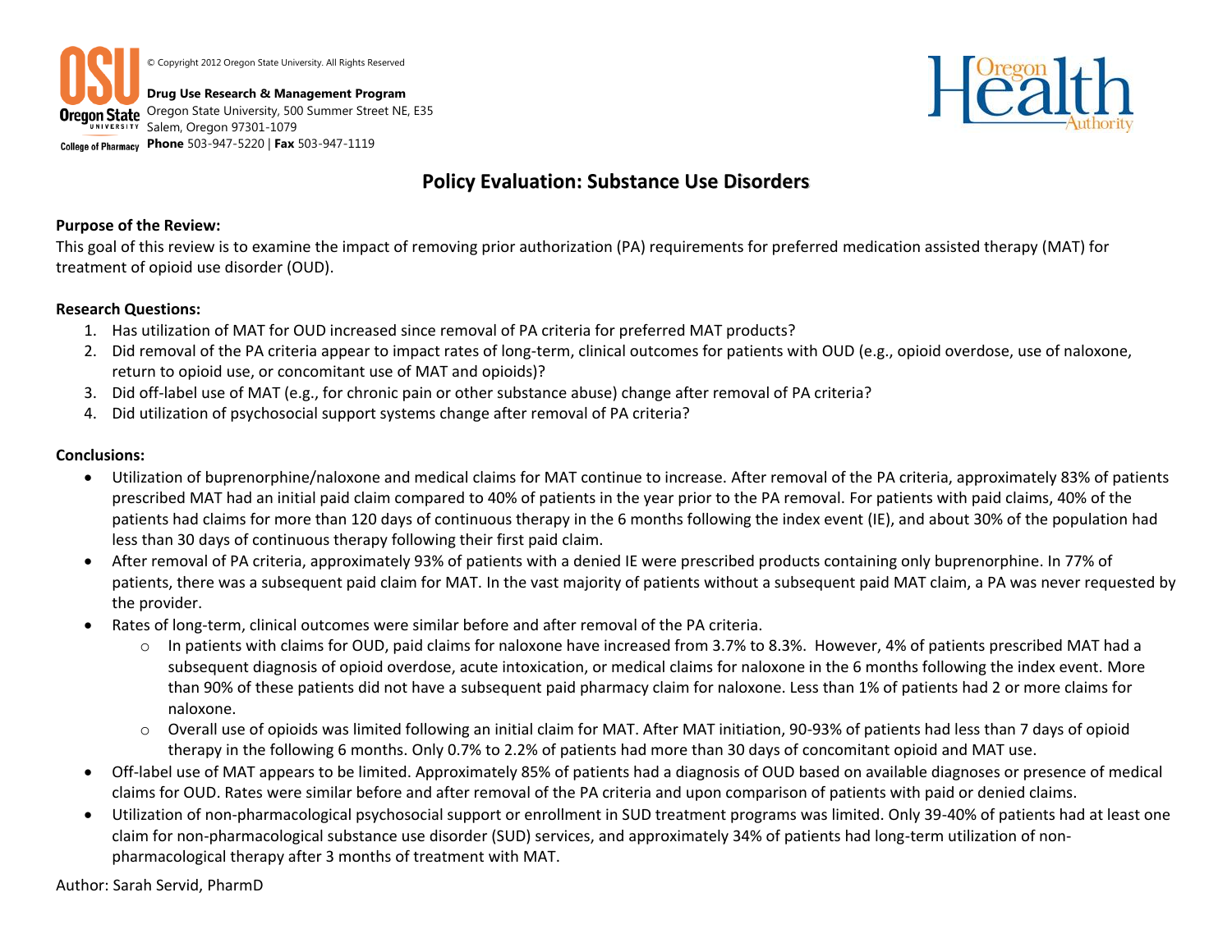© Copyright 2012 Oregon State University. All Rights Reserved

**Drug Use Research & Management Program**
Oregon State University, 500 Summer Street NE, E35
Salem, Oregon 97301-1079
**Phone** 503-947-5220 | **Fax** 503-947-1119

# Policy Evaluation: Substance Use Disorders

**Purpose of the Review:**

This goal of this review is to examine the impact of removing prior authorization (PA) requirements for preferred medication assisted therapy (MAT) for treatment of opioid use disorder (OUD).

**Research Questions:**

1. Has utilization of MAT for OUD increased since removal of PA criteria for preferred MAT products?
2. Did removal of the PA criteria appear to impact rates of long-term, clinical outcomes for patients with OUD (e.g., opioid overdose, use of naloxone, return to opioid use, or concomitant use of MAT and opioids)?
3. Did off-label use of MAT (e.g., for chronic pain or other substance abuse) change after removal of PA criteria?
4. Did utilization of psychosocial support systems change after removal of PA criteria?

**Conclusions:**

- Utilization of buprenorphine/naloxone and medical claims for MAT continue to increase. After removal of the PA criteria, approximately 83% of patients prescribed MAT had an initial paid claim compared to 40% of patients in the year prior to the PA removal. For patients with paid claims, 40% of the patients had claims for more than 120 days of continuous therapy in the 6 months following the index event (IE), and about 30% of the population had less than 30 days of continuous therapy following their first paid claim.
- After removal of PA criteria, approximately 93% of patients with a denied IE were prescribed products containing only buprenorphine. In 77% of patients, there was a subsequent paid claim for MAT. In the vast majority of patients without a subsequent paid MAT claim, a PA was never requested by the provider.
- Rates of long-term, clinical outcomes were similar before and after removal of the PA criteria.
  - In patients with claims for OUD, paid claims for naloxone have increased from 3.7% to 8.3%. However, 4% of patients prescribed MAT had a subsequent diagnosis of opioid overdose, acute intoxication, or medical claims for naloxone in the 6 months following the index event. More than 90% of these patients did not have a subsequent paid pharmacy claim for naloxone. Less than 1% of patients had 2 or more claims for naloxone.
  - Overall use of opioids was limited following an initial claim for MAT. After MAT initiation, 90-93% of patients had less than 7 days of opioid therapy in the following 6 months. Only 0.7% to 2.2% of patients had more than 30 days of concomitant opioid and MAT use.
- Off-label use of MAT appears to be limited. Approximately 85% of patients had a diagnosis of OUD based on available diagnoses or presence of medical claims for OUD. Rates were similar before and after removal of the PA criteria and upon comparison of patients with paid or denied claims.
- Utilization of non-pharmacological psychosocial support or enrollment in SUD treatment programs was limited. Only 39-40% of patients had at least one claim for non-pharmacological substance use disorder (SUD) services, and approximately 34% of patients had long-term utilization of non-pharmacological therapy after 3 months of treatment with MAT.

Author: Sarah Servid, PharmD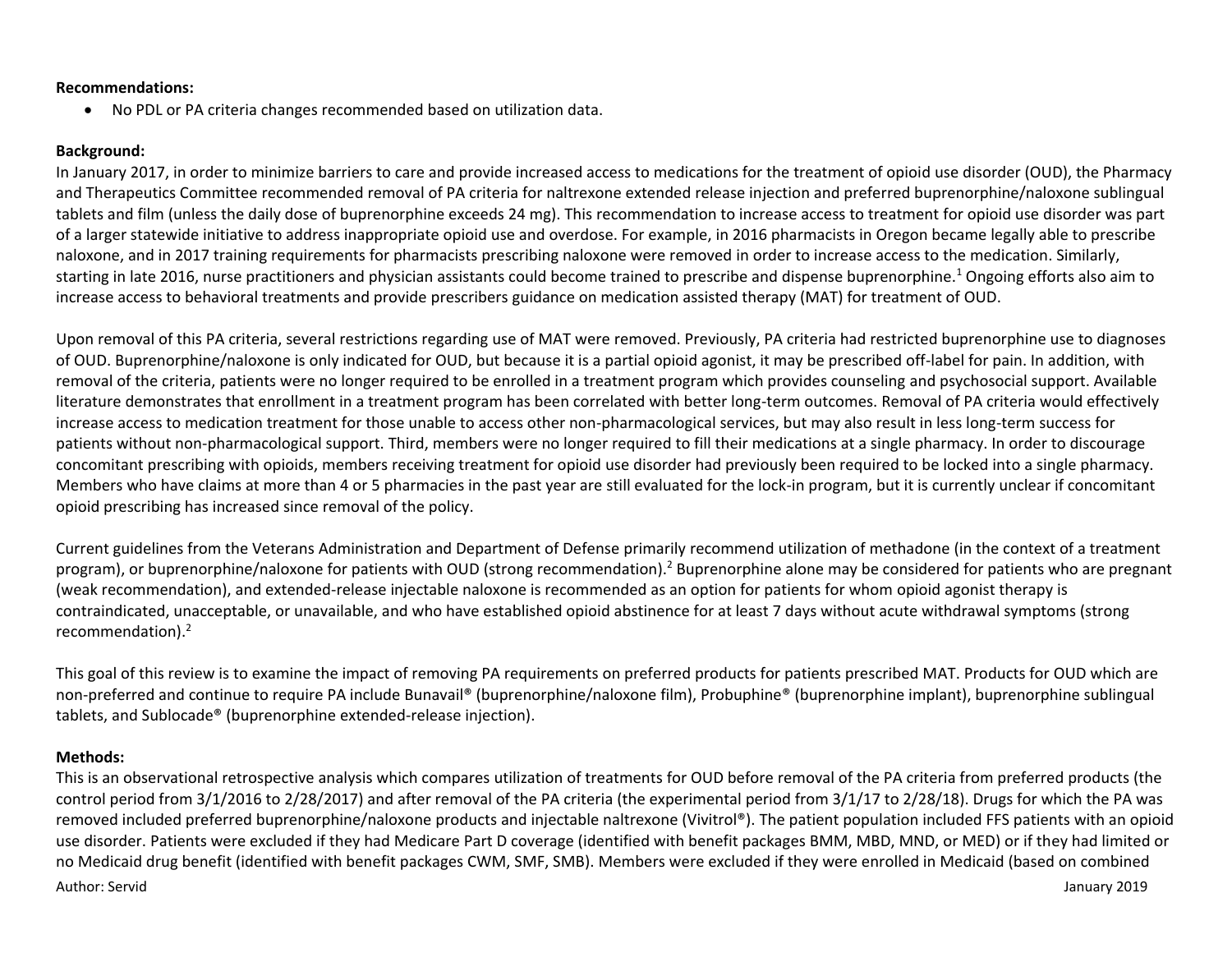**Recommendations:**

- No PDL or PA criteria changes recommended based on utilization data.

**Background:**

In January 2017, in order to minimize barriers to care and provide increased access to medications for the treatment of opioid use disorder (OUD), the Pharmacy and Therapeutics Committee recommended removal of PA criteria for naltrexone extended release injection and preferred buprenorphine/naloxone sublingual tablets and film (unless the daily dose of buprenorphine exceeds 24 mg). This recommendation to increase access to treatment for opioid use disorder was part of a larger statewide initiative to address inappropriate opioid use and overdose. For example, in 2016 pharmacists in Oregon became legally able to prescribe naloxone, and in 2017 training requirements for pharmacists prescribing naloxone were removed in order to increase access to the medication. Similarly, starting in late 2016, nurse practitioners and physician assistants could become trained to prescribe and dispense buprenorphine.[1] Ongoing efforts also aim to increase access to behavioral treatments and provide prescribers guidance on medication assisted therapy (MAT) for treatment of OUD.

Upon removal of this PA criteria, several restrictions regarding use of MAT were removed. Previously, PA criteria had restricted buprenorphine use to diagnoses of OUD. Buprenorphine/naloxone is only indicated for OUD, but because it is a partial opioid agonist, it may be prescribed off-label for pain. In addition, with removal of the criteria, patients were no longer required to be enrolled in a treatment program which provides counseling and psychosocial support. Available literature demonstrates that enrollment in a treatment program has been correlated with better long-term outcomes. Removal of PA criteria would effectively increase access to medication treatment for those unable to access other non-pharmacological services, but may also result in less long-term success for patients without non-pharmacological support. Third, members were no longer required to fill their medications at a single pharmacy. In order to discourage concomitant prescribing with opioids, members receiving treatment for opioid use disorder had previously been required to be locked into a single pharmacy. Members who have claims at more than 4 or 5 pharmacies in the past year are still evaluated for the lock-in program, but it is currently unclear if concomitant opioid prescribing has increased since removal of the policy.

Current guidelines from the Veterans Administration and Department of Defense primarily recommend utilization of methadone (in the context of a treatment program), or buprenorphine/naloxone for patients with OUD (strong recommendation).[2] Buprenorphine alone may be considered for patients who are pregnant (weak recommendation), and extended-release injectable naloxone is recommended as an option for patients for whom opioid agonist therapy is contraindicated, unacceptable, or unavailable, and who have established opioid abstinence for at least 7 days without acute withdrawal symptoms (strong recommendation).[2]

This goal of this review is to examine the impact of removing PA requirements on preferred products for patients prescribed MAT. Products for OUD which are non-preferred and continue to require PA include Bunavail® (buprenorphine/naloxone film), Probuphine® (buprenorphine implant), buprenorphine sublingual tablets, and Sublocade® (buprenorphine extended-release injection).

**Methods:**

This is an observational retrospective analysis which compares utilization of treatments for OUD before removal of the PA criteria from preferred products (the control period from 3/1/2016 to 2/28/2017) and after removal of the PA criteria (the experimental period from 3/1/17 to 2/28/18). Drugs for which the PA was removed included preferred buprenorphine/naloxone products and injectable naltrexone (Vivitrol®). The patient population included FFS patients with an opioid use disorder. Patients were excluded if they had Medicare Part D coverage (identified with benefit packages BMM, MBD, MND, or MED) or if they had limited or no Medicaid drug benefit (identified with benefit packages CWM, SMF, SMB). Members were excluded if they were enrolled in Medicaid (based on combined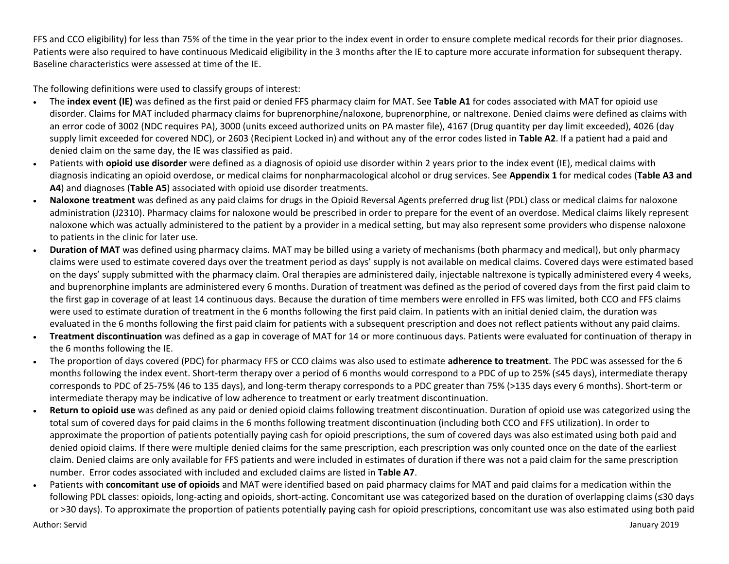FFS and CCO eligibility) for less than 75% of the time in the year prior to the index event in order to ensure complete medical records for their prior diagnoses. Patients were also required to have continuous Medicaid eligibility in the 3 months after the IE to capture more accurate information for subsequent therapy. Baseline characteristics were assessed at time of the IE.

The following definitions were used to classify groups of interest:

- The **index event (IE)** was defined as the first paid or denied FFS pharmacy claim for MAT. See **Table A1** for codes associated with MAT for opioid use disorder. Claims for MAT included pharmacy claims for buprenorphine/naloxone, buprenorphine, or naltrexone. Denied claims were defined as claims with an error code of 3002 (NDC requires PA), 3000 (units exceed authorized units on PA master file), 4167 (Drug quantity per day limit exceeded), 4026 (day supply limit exceeded for covered NDC), or 2603 (Recipient Locked in) and without any of the error codes listed in **Table A2**. If a patient had a paid and denied claim on the same day, the IE was classified as paid.
- Patients with **opioid use disorder** were defined as a diagnosis of opioid use disorder within 2 years prior to the index event (IE), medical claims with diagnosis indicating an opioid overdose, or medical claims for nonpharmacological alcohol or drug services. See **Appendix 1** for medical codes (**Table A3 and A4**) and diagnoses (**Table A5**) associated with opioid use disorder treatments.
- **Naloxone treatment** was defined as any paid claims for drugs in the Opioid Reversal Agents preferred drug list (PDL) class or medical claims for naloxone administration (J2310). Pharmacy claims for naloxone would be prescribed in order to prepare for the event of an overdose. Medical claims likely represent naloxone which was actually administered to the patient by a provider in a medical setting, but may also represent some providers who dispense naloxone to patients in the clinic for later use.
- **Duration of MAT** was defined using pharmacy claims. MAT may be billed using a variety of mechanisms (both pharmacy and medical), but only pharmacy claims were used to estimate covered days over the treatment period as days' supply is not available on medical claims. Covered days were estimated based on the days' supply submitted with the pharmacy claim. Oral therapies are administered daily, injectable naltrexone is typically administered every 4 weeks, and buprenorphine implants are administered every 6 months. Duration of treatment was defined as the period of covered days from the first paid claim to the first gap in coverage of at least 14 continuous days. Because the duration of time members were enrolled in FFS was limited, both CCO and FFS claims were used to estimate duration of treatment in the 6 months following the first paid claim. In patients with an initial denied claim, the duration was evaluated in the 6 months following the first paid claim for patients with a subsequent prescription and does not reflect patients without any paid claims.
- **Treatment discontinuation** was defined as a gap in coverage of MAT for 14 or more continuous days. Patients were evaluated for continuation of therapy in the 6 months following the IE.
- The proportion of days covered (PDC) for pharmacy FFS or CCO claims was also used to estimate **adherence to treatment**. The PDC was assessed for the 6 months following the index event. Short-term therapy over a period of 6 months would correspond to a PDC of up to 25% (≤45 days), intermediate therapy corresponds to PDC of 25-75% (46 to 135 days), and long-term therapy corresponds to a PDC greater than 75% (>135 days every 6 months). Short-term or intermediate therapy may be indicative of low adherence to treatment or early treatment discontinuation.
- **Return to opioid use** was defined as any paid or denied opioid claims following treatment discontinuation. Duration of opioid use was categorized using the total sum of covered days for paid claims in the 6 months following treatment discontinuation (including both CCO and FFS utilization). In order to approximate the proportion of patients potentially paying cash for opioid prescriptions, the sum of covered days was also estimated using both paid and denied opioid claims. If there were multiple denied claims for the same prescription, each prescription was only counted once on the date of the earliest claim. Denied claims are only available for FFS patients and were included in estimates of duration if there was not a paid claim for the same prescription number. Error codes associated with included and excluded claims are listed in **Table A7**.
- Patients with **concomitant use of opioids** and MAT were identified based on paid pharmacy claims for MAT and paid claims for a medication within the following PDL classes: opioids, long-acting and opioids, short-acting. Concomitant use was categorized based on the duration of overlapping claims (≤30 days or >30 days). To approximate the proportion of patients potentially paying cash for opioid prescriptions, concomitant use was also estimated using both paid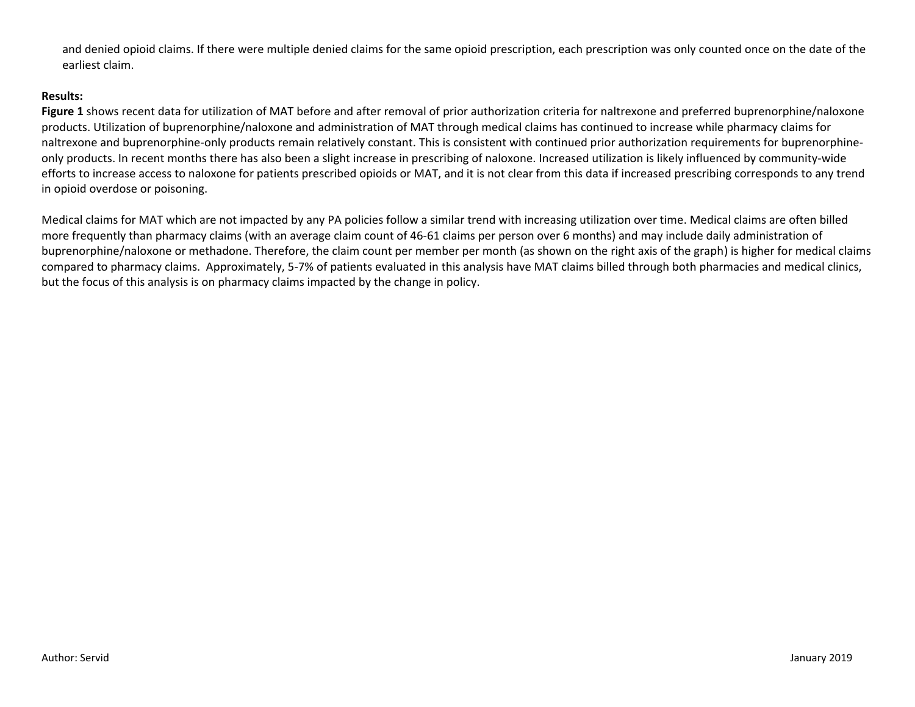and denied opioid claims. If there were multiple denied claims for the same opioid prescription, each prescription was only counted once on the date of the earliest claim.

**Results:**

**Figure 1** shows recent data for utilization of MAT before and after removal of prior authorization criteria for naltrexone and preferred buprenorphine/naloxone products. Utilization of buprenorphine/naloxone and administration of MAT through medical claims has continued to increase while pharmacy claims for naltrexone and buprenorphine-only products remain relatively constant. This is consistent with continued prior authorization requirements for buprenorphine-only products. In recent months there has also been a slight increase in prescribing of naloxone. Increased utilization is likely influenced by community-wide efforts to increase access to naloxone for patients prescribed opioids or MAT, and it is not clear from this data if increased prescribing corresponds to any trend in opioid overdose or poisoning.

Medical claims for MAT which are not impacted by any PA policies follow a similar trend with increasing utilization over time. Medical claims are often billed more frequently than pharmacy claims (with an average claim count of 46-61 claims per person over 6 months) and may include daily administration of buprenorphine/naloxone or methadone. Therefore, the claim count per member per month (as shown on the right axis of the graph) is higher for medical claims compared to pharmacy claims. Approximately, 5-7% of patients evaluated in this analysis have MAT claims billed through both pharmacies and medical clinics, but the focus of this analysis is on pharmacy claims impacted by the change in policy.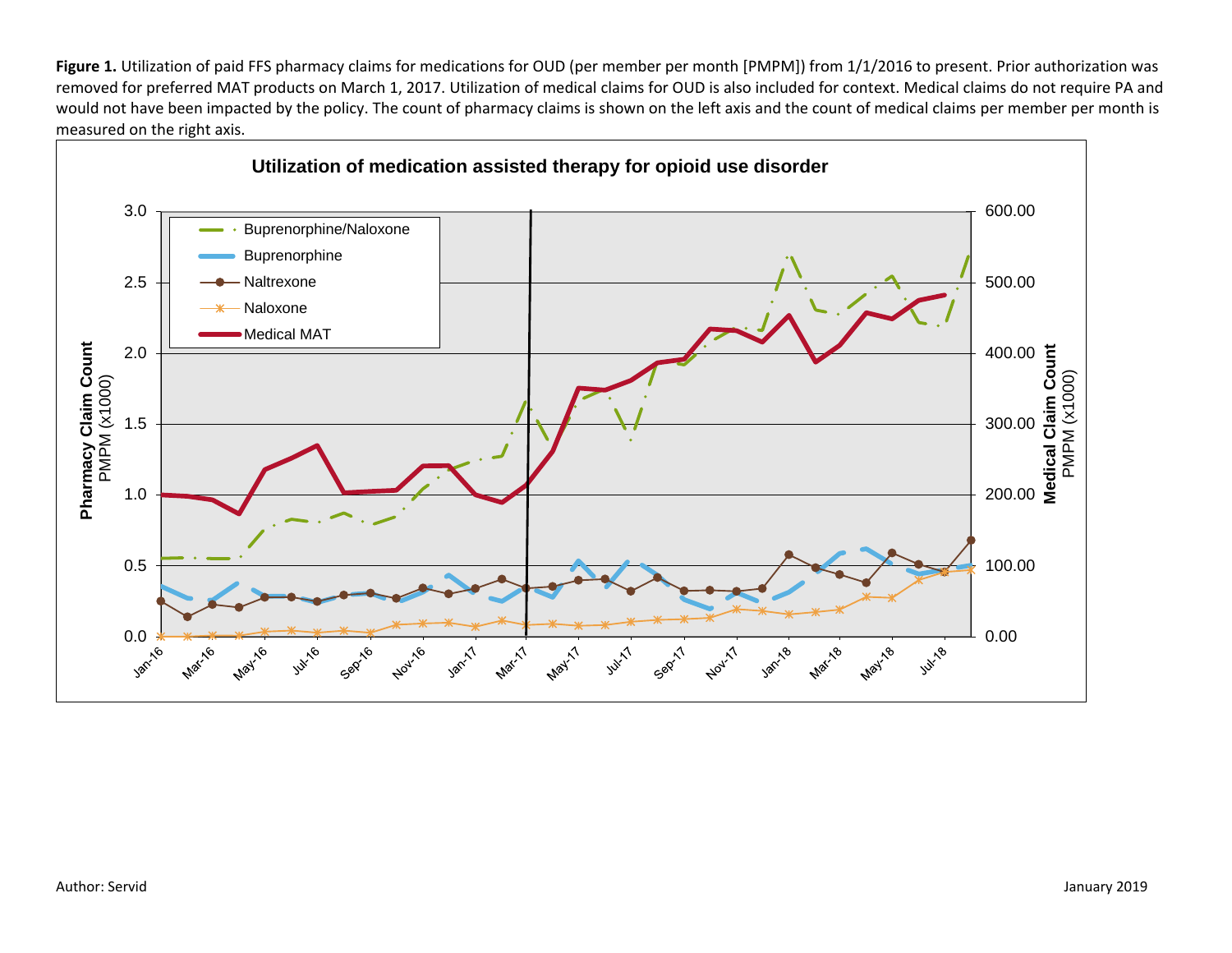**Figure 1.** Utilization of paid FFS pharmacy claims for medications for OUD (per member per month [PMPM]) from 1/1/2016 to present. Prior authorization was removed for preferred MAT products on March 1, 2017. Utilization of medical claims for OUD is also included for context. Medical claims do not require PA and would not have been impacted by the policy. The count of pharmacy claims is shown on the left axis and the count of medical claims per member per month is measured on the right axis.

**Utilization of medication assisted therapy for opioid use disorder**

Legend: Buprenorphine/Naloxone; Buprenorphine; Naltrexone; Naloxone; Medical MAT

Left axis: **Pharmacy Claim Count** PMPM (x1000) — 0.0, 0.5, 1.0, 1.5, 2.0, 2.5, 3.0

Right axis: **Medical Claim Count** PMPM (x1000) — 0.00, 100.00, 200.00, 300.00, 400.00, 500.00, 600.00

X-axis: Jan-16, Mar-16, May-16, Jul-16, Sep-16, Nov-16, Jan-17, Mar-17, May-17, Jul-17, Sep-17, Nov-17, Jan-18, Mar-18, May-18, Jul-18

Author: Servid

January 2019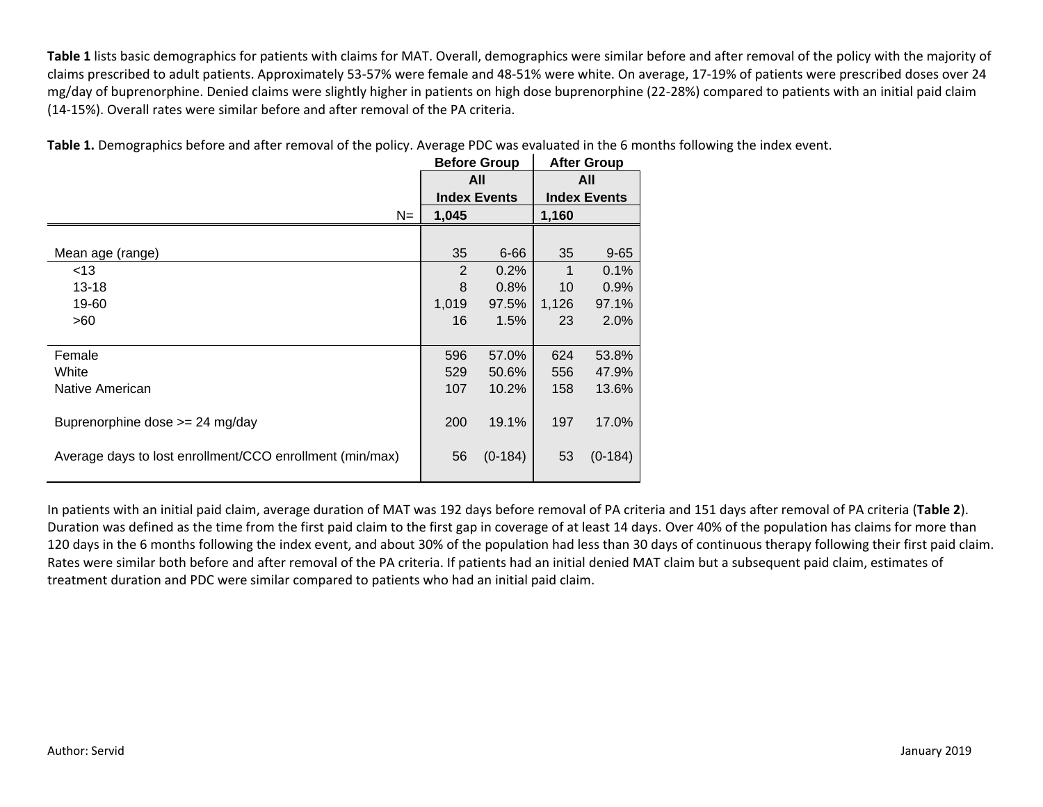**Table 1** lists basic demographics for patients with claims for MAT. Overall, demographics were similar before and after removal of the policy with the majority of claims prescribed to adult patients. Approximately 53-57% were female and 48-51% were white. On average, 17-19% of patients were prescribed doses over 24 mg/day of buprenorphine. Denied claims were slightly higher in patients on high dose buprenorphine (22-28%) compared to patients with an initial paid claim (14-15%). Overall rates were similar before and after removal of the PA criteria.

**Table 1.** Demographics before and after removal of the policy. Average PDC was evaluated in the 6 months following the index event.

| | Before Group | | After Group | |
|---|---|---|---|---|
| | All Index Events | | All Index Events | |
| N= | 1,045 | | 1,160 | |
| Mean age (range) | 35 | 6-66 | 35 | 9-65 |
| <13 | 2 | 0.2% | 1 | 0.1% |
| 13-18 | 8 | 0.8% | 10 | 0.9% |
| 19-60 | 1,019 | 97.5% | 1,126 | 97.1% |
| >60 | 16 | 1.5% | 23 | 2.0% |
| Female | 596 | 57.0% | 624 | 53.8% |
| White | 529 | 50.6% | 556 | 47.9% |
| Native American | 107 | 10.2% | 158 | 13.6% |
| Buprenorphine dose >= 24 mg/day | 200 | 19.1% | 197 | 17.0% |
| Average days to lost enrollment/CCO enrollment (min/max) | 56 | (0-184) | 53 | (0-184) |

In patients with an initial paid claim, average duration of MAT was 192 days before removal of PA criteria and 151 days after removal of PA criteria (**Table 2**). Duration was defined as the time from the first paid claim to the first gap in coverage of at least 14 days. Over 40% of the population has claims for more than 120 days in the 6 months following the index event, and about 30% of the population had less than 30 days of continuous therapy following their first paid claim. Rates were similar both before and after removal of the PA criteria. If patients had an initial denied MAT claim but a subsequent paid claim, estimates of treatment duration and PDC were similar compared to patients who had an initial paid claim.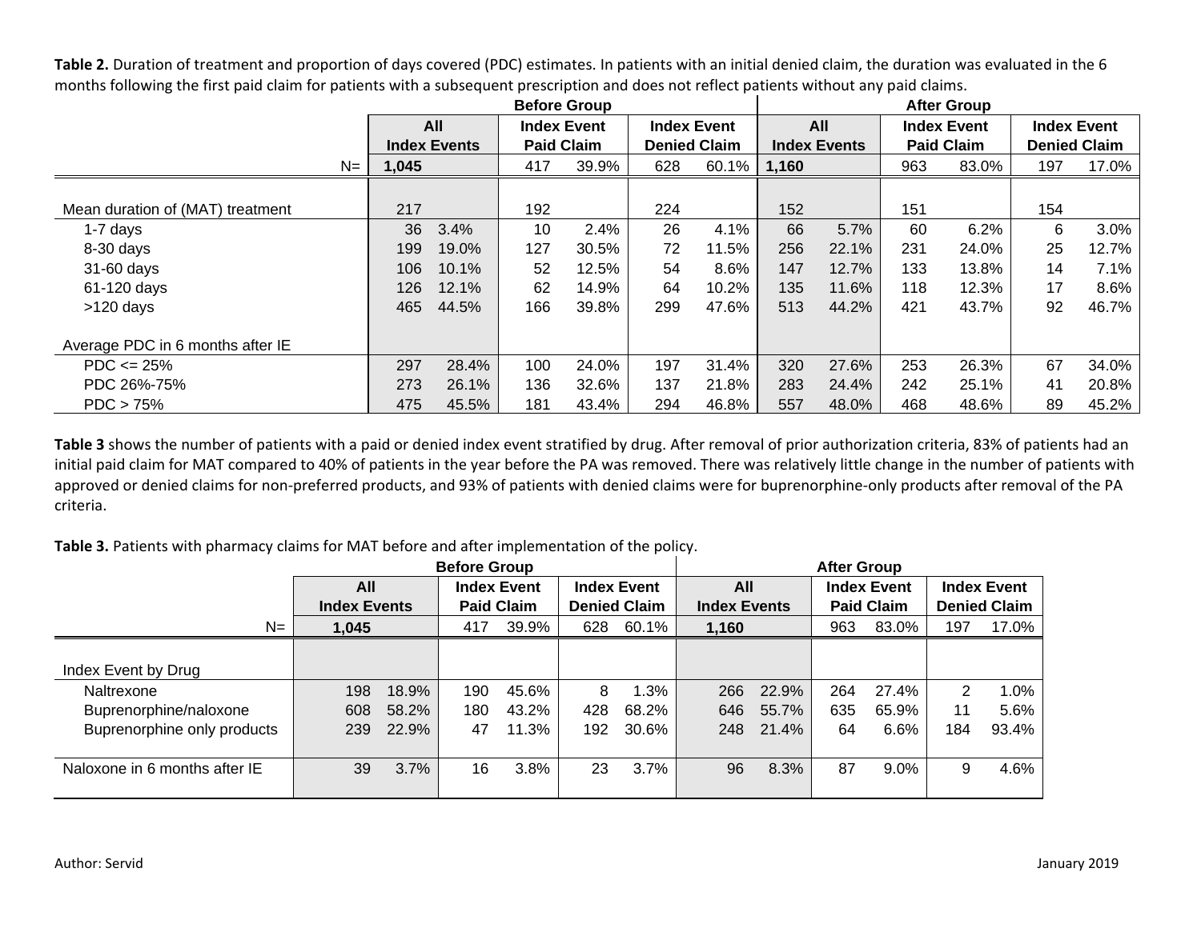**Table 2.** Duration of treatment and proportion of days covered (PDC) estimates. In patients with an initial denied claim, the duration was evaluated in the 6 months following the first paid claim for patients with a subsequent prescription and does not reflect patients without any paid claims.

| | Before Group | | | | | | After Group | | | | | |
|---|---|---|---|---|---|---|---|---|---|---|---|---|
| | All Index Events | | Index Event Paid Claim | | Index Event Denied Claim | | All Index Events | | Index Event Paid Claim | | Index Event Denied Claim | |
| N= | 1,045 | | 417 | 39.9% | 628 | 60.1% | 1,160 | | 963 | 83.0% | 197 | 17.0% |
| Mean duration of (MAT) treatment | 217 | | 192 | | 224 | | 152 | | 151 | | 154 | |
| 1-7 days | 36 | 3.4% | 10 | 2.4% | 26 | 4.1% | 66 | 5.7% | 60 | 6.2% | 6 | 3.0% |
| 8-30 days | 199 | 19.0% | 127 | 30.5% | 72 | 11.5% | 256 | 22.1% | 231 | 24.0% | 25 | 12.7% |
| 31-60 days | 106 | 10.1% | 52 | 12.5% | 54 | 8.6% | 147 | 12.7% | 133 | 13.8% | 14 | 7.1% |
| 61-120 days | 126 | 12.1% | 62 | 14.9% | 64 | 10.2% | 135 | 11.6% | 118 | 12.3% | 17 | 8.6% |
| >120 days | 465 | 44.5% | 166 | 39.8% | 299 | 47.6% | 513 | 44.2% | 421 | 43.7% | 92 | 46.7% |
| Average PDC in 6 months after IE | | | | | | | | | | | | |
| PDC <= 25% | 297 | 28.4% | 100 | 24.0% | 197 | 31.4% | 320 | 27.6% | 253 | 26.3% | 67 | 34.0% |
| PDC 26%-75% | 273 | 26.1% | 136 | 32.6% | 137 | 21.8% | 283 | 24.4% | 242 | 25.1% | 41 | 20.8% |
| PDC > 75% | 475 | 45.5% | 181 | 43.4% | 294 | 46.8% | 557 | 48.0% | 468 | 48.6% | 89 | 45.2% |

**Table 3** shows the number of patients with a paid or denied index event stratified by drug. After removal of prior authorization criteria, 83% of patients had an initial paid claim for MAT compared to 40% of patients in the year before the PA was removed. There was relatively little change in the number of patients with approved or denied claims for non-preferred products, and 93% of patients with denied claims were for buprenorphine-only products after removal of the PA criteria.

**Table 3.** Patients with pharmacy claims for MAT before and after implementation of the policy.

| | Before Group | | | | | | After Group | | | | | |
|---|---|---|---|---|---|---|---|---|---|---|---|---|
| | All Index Events | | Index Event Paid Claim | | Index Event Denied Claim | | All Index Events | | Index Event Paid Claim | | Index Event Denied Claim | |
| N= | 1,045 | | 417 | 39.9% | 628 | 60.1% | 1,160 | | 963 | 83.0% | 197 | 17.0% |
| Index Event by Drug | | | | | | | | | | | | |
| Naltrexone | 198 | 18.9% | 190 | 45.6% | 8 | 1.3% | 266 | 22.9% | 264 | 27.4% | 2 | 1.0% |
| Buprenorphine/naloxone | 608 | 58.2% | 180 | 43.2% | 428 | 68.2% | 646 | 55.7% | 635 | 65.9% | 11 | 5.6% |
| Buprenorphine only products | 239 | 22.9% | 47 | 11.3% | 192 | 30.6% | 248 | 21.4% | 64 | 6.6% | 184 | 93.4% |
| Naloxone in 6 months after IE | 39 | 3.7% | 16 | 3.8% | 23 | 3.7% | 96 | 8.3% | 87 | 9.0% | 9 | 4.6% |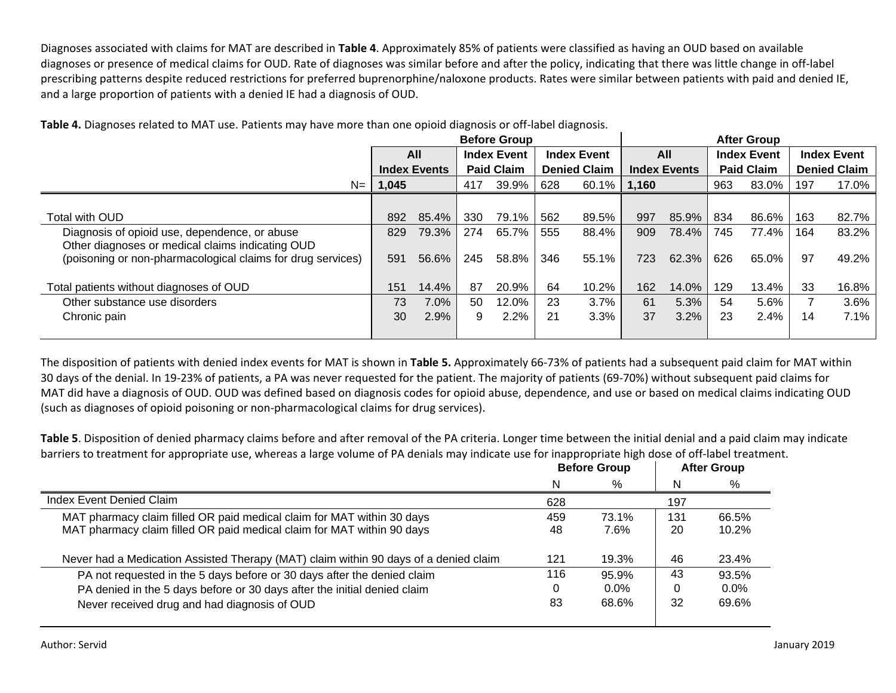Diagnoses associated with claims for MAT are described in **Table 4**. Approximately 85% of patients were classified as having an OUD based on available diagnoses or presence of medical claims for OUD. Rate of diagnoses was similar before and after the policy, indicating that there was little change in off-label prescribing patterns despite reduced restrictions for preferred buprenorphine/naloxone products. Rates were similar between patients with paid and denied IE, and a large proportion of patients with a denied IE had a diagnosis of OUD.

**Table 4.** Diagnoses related to MAT use. Patients may have more than one opioid diagnosis or off-label diagnosis.

| | Before Group | | | | | | After Group | | | | | |
|---|---|---|---|---|---|---|---|---|---|---|---|---|
| | All Index Events | | Index Event Paid Claim | | Index Event Denied Claim | | All Index Events | | Index Event Paid Claim | | Index Event Denied Claim | |
| N= | 1,045 | | 417 | 39.9% | 628 | 60.1% | 1,160 | | 963 | 83.0% | 197 | 17.0% |
| Total with OUD | 892 | 85.4% | 330 | 79.1% | 562 | 89.5% | 997 | 85.9% | 834 | 86.6% | 163 | 82.7% |
| Diagnosis of opioid use, dependence, or abuse | 829 | 79.3% | 274 | 65.7% | 555 | 88.4% | 909 | 78.4% | 745 | 77.4% | 164 | 83.2% |
| Other diagnoses or medical claims indicating OUD (poisoning or non-pharmacological claims for drug services) | 591 | 56.6% | 245 | 58.8% | 346 | 55.1% | 723 | 62.3% | 626 | 65.0% | 97 | 49.2% |
| Total patients without diagnoses of OUD | 151 | 14.4% | 87 | 20.9% | 64 | 10.2% | 162 | 14.0% | 129 | 13.4% | 33 | 16.8% |
| Other substance use disorders | 73 | 7.0% | 50 | 12.0% | 23 | 3.7% | 61 | 5.3% | 54 | 5.6% | 7 | 3.6% |
| Chronic pain | 30 | 2.9% | 9 | 2.2% | 21 | 3.3% | 37 | 3.2% | 23 | 2.4% | 14 | 7.1% |

The disposition of patients with denied index events for MAT is shown in **Table 5.** Approximately 66-73% of patients had a subsequent paid claim for MAT within 30 days of the denial. In 19-23% of patients, a PA was never requested for the patient. The majority of patients (69-70%) without subsequent paid claims for MAT did have a diagnosis of OUD. OUD was defined based on diagnosis codes for opioid abuse, dependence, and use or based on medical claims indicating OUD (such as diagnoses of opioid poisoning or non-pharmacological claims for drug services).

**Table 5**. Disposition of denied pharmacy claims before and after removal of the PA criteria. Longer time between the initial denial and a paid claim may indicate barriers to treatment for appropriate use, whereas a large volume of PA denials may indicate use for inappropriate high dose of off-label treatment.

| | Before Group | | After Group | |
|---|---|---|---|---|
| | N | % | N | % |
| Index Event Denied Claim | 628 | | 197 | |
| MAT pharmacy claim filled OR paid medical claim for MAT within 30 days | 459 | 73.1% | 131 | 66.5% |
| MAT pharmacy claim filled OR paid medical claim for MAT within 90 days | 48 | 7.6% | 20 | 10.2% |
| Never had a Medication Assisted Therapy (MAT) claim within 90 days of a denied claim | 121 | 19.3% | 46 | 23.4% |
| PA not requested in the 5 days before or 30 days after the denied claim | 116 | 95.9% | 43 | 93.5% |
| PA denied in the 5 days before or 30 days after the initial denied claim | 0 | 0.0% | 0 | 0.0% |
| Never received drug and had diagnosis of OUD | 83 | 68.6% | 32 | 69.6% |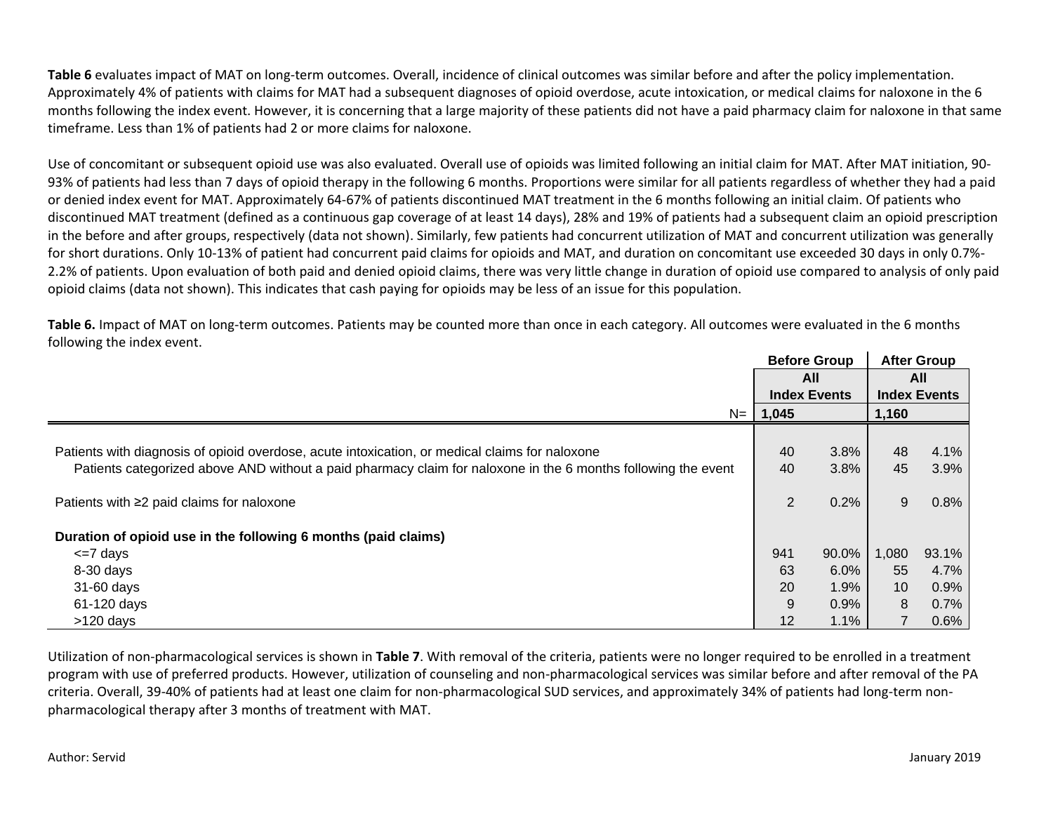**Table 6** evaluates impact of MAT on long-term outcomes. Overall, incidence of clinical outcomes was similar before and after the policy implementation. Approximately 4% of patients with claims for MAT had a subsequent diagnoses of opioid overdose, acute intoxication, or medical claims for naloxone in the 6 months following the index event. However, it is concerning that a large majority of these patients did not have a paid pharmacy claim for naloxone in that same timeframe. Less than 1% of patients had 2 or more claims for naloxone.

Use of concomitant or subsequent opioid use was also evaluated. Overall use of opioids was limited following an initial claim for MAT. After MAT initiation, 90-93% of patients had less than 7 days of opioid therapy in the following 6 months. Proportions were similar for all patients regardless of whether they had a paid or denied index event for MAT. Approximately 64-67% of patients discontinued MAT treatment in the 6 months following an initial claim. Of patients who discontinued MAT treatment (defined as a continuous gap coverage of at least 14 days), 28% and 19% of patients had a subsequent claim an opioid prescription in the before and after groups, respectively (data not shown). Similarly, few patients had concurrent utilization of MAT and concurrent utilization was generally for short durations. Only 10-13% of patient had concurrent paid claims for opioids and MAT, and duration on concomitant use exceeded 30 days in only 0.7%-2.2% of patients. Upon evaluation of both paid and denied opioid claims, there was very little change in duration of opioid use compared to analysis of only paid opioid claims (data not shown). This indicates that cash paying for opioids may be less of an issue for this population.

**Table 6.** Impact of MAT on long-term outcomes. Patients may be counted more than once in each category. All outcomes were evaluated in the 6 months following the index event.

| | Before Group | | After Group | |
|---|---|---|---|---|
| | All Index Events | | All Index Events | |
| N= | 1,045 | | 1,160 | |
| Patients with diagnosis of opioid overdose, acute intoxication, or medical claims for naloxone | 40 | 3.8% | 48 | 4.1% |
| Patients categorized above AND without a paid pharmacy claim for naloxone in the 6 months following the event | 40 | 3.8% | 45 | 3.9% |
| Patients with ≥2 paid claims for naloxone | 2 | 0.2% | 9 | 0.8% |
| **Duration of opioid use in the following 6 months (paid claims)** | | | | |
| <=7 days | 941 | 90.0% | 1,080 | 93.1% |
| 8-30 days | 63 | 6.0% | 55 | 4.7% |
| 31-60 days | 20 | 1.9% | 10 | 0.9% |
| 61-120 days | 9 | 0.9% | 8 | 0.7% |
| >120 days | 12 | 1.1% | 7 | 0.6% |

Utilization of non-pharmacological services is shown in **Table 7**. With removal of the criteria, patients were no longer required to be enrolled in a treatment program with use of preferred products. However, utilization of counseling and non-pharmacological services was similar before and after removal of the PA criteria. Overall, 39-40% of patients had at least one claim for non-pharmacological SUD services, and approximately 34% of patients had long-term non-pharmacological therapy after 3 months of treatment with MAT.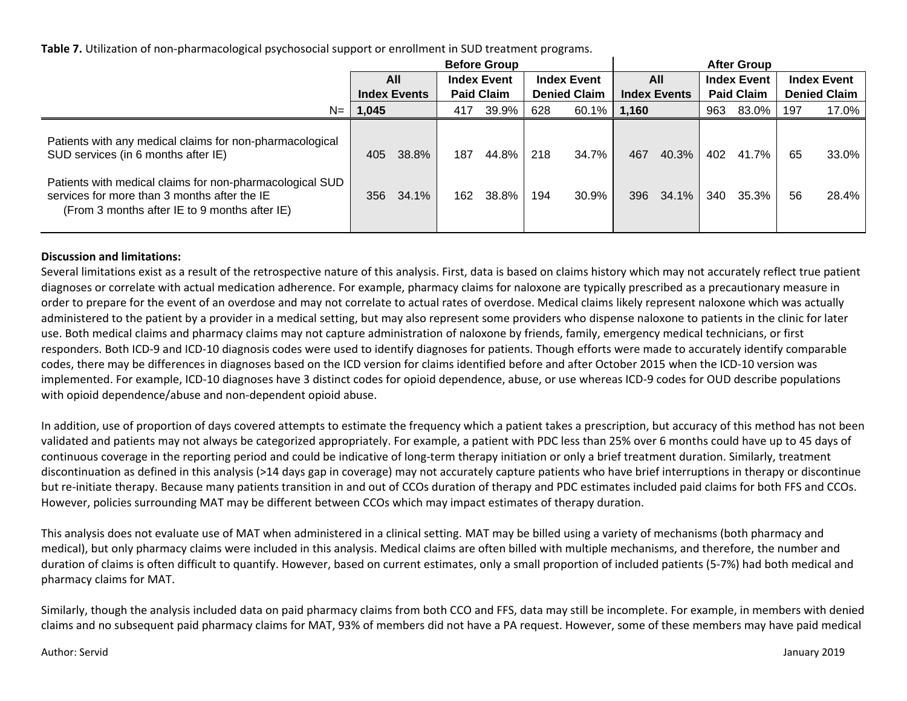**Table 7.** Utilization of non-pharmacological psychosocial support or enrollment in SUD treatment programs.

| | Before Group | | | | | | After Group | | | | | |
|---|---|---|---|---|---|---|---|---|---|---|---|---|
| | All Index Events | | Index Event Paid Claim | | Index Event Denied Claim | | All Index Events | | Index Event Paid Claim | | Index Event Denied Claim | |
| N= | 1,045 | | 417 | 39.9% | 628 | 60.1% | 1,160 | | 963 | 83.0% | 197 | 17.0% |
| Patients with any medical claims for non-pharmacological SUD services (in 6 months after IE) | 405 | 38.8% | 187 | 44.8% | 218 | 34.7% | 467 | 40.3% | 402 | 41.7% | 65 | 33.0% |
| Patients with medical claims for non-pharmacological SUD services for more than 3 months after the IE (From 3 months after IE to 9 months after IE) | 356 | 34.1% | 162 | 38.8% | 194 | 30.9% | 396 | 34.1% | 340 | 35.3% | 56 | 28.4% |

**Discussion and limitations:**

Several limitations exist as a result of the retrospective nature of this analysis. First, data is based on claims history which may not accurately reflect true patient diagnoses or correlate with actual medication adherence. For example, pharmacy claims for naloxone are typically prescribed as a precautionary measure in order to prepare for the event of an overdose and may not correlate to actual rates of overdose. Medical claims likely represent naloxone which was actually administered to the patient by a provider in a medical setting, but may also represent some providers who dispense naloxone to patients in the clinic for later use. Both medical claims and pharmacy claims may not capture administration of naloxone by friends, family, emergency medical technicians, or first responders. Both ICD-9 and ICD-10 diagnosis codes were used to identify diagnoses for patients. Though efforts were made to accurately identify comparable codes, there may be differences in diagnoses based on the ICD version for claims identified before and after October 2015 when the ICD-10 version was implemented. For example, ICD-10 diagnoses have 3 distinct codes for opioid dependence, abuse, or use whereas ICD-9 codes for OUD describe populations with opioid dependence/abuse and non-dependent opioid abuse.

In addition, use of proportion of days covered attempts to estimate the frequency which a patient takes a prescription, but accuracy of this method has not been validated and patients may not always be categorized appropriately. For example, a patient with PDC less than 25% over 6 months could have up to 45 days of continuous coverage in the reporting period and could be indicative of long-term therapy initiation or only a brief treatment duration. Similarly, treatment discontinuation as defined in this analysis (>14 days gap in coverage) may not accurately capture patients who have brief interruptions in therapy or discontinue but re-initiate therapy. Because many patients transition in and out of CCOs duration of therapy and PDC estimates included paid claims for both FFS and CCOs. However, policies surrounding MAT may be different between CCOs which may impact estimates of therapy duration.

This analysis does not evaluate use of MAT when administered in a clinical setting. MAT may be billed using a variety of mechanisms (both pharmacy and medical), but only pharmacy claims were included in this analysis. Medical claims are often billed with multiple mechanisms, and therefore, the number and duration of claims is often difficult to quantify. However, based on current estimates, only a small proportion of included patients (5-7%) had both medical and pharmacy claims for MAT.

Similarly, though the analysis included data on paid pharmacy claims from both CCO and FFS, data may still be incomplete. For example, in members with denied claims and no subsequent paid pharmacy claims for MAT, 93% of members did not have a PA request. However, some of these members may have paid medical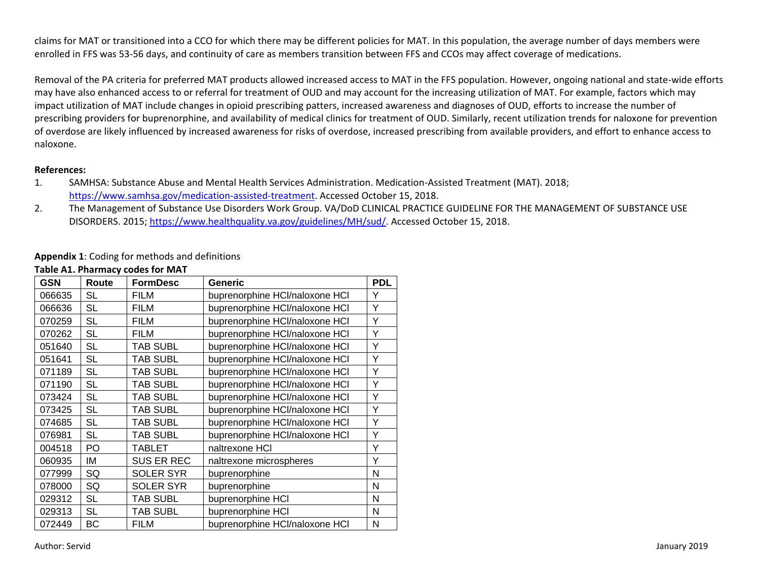claims for MAT or transitioned into a CCO for which there may be different policies for MAT. In this population, the average number of days members were enrolled in FFS was 53-56 days, and continuity of care as members transition between FFS and CCOs may affect coverage of medications.

Removal of the PA criteria for preferred MAT products allowed increased access to MAT in the FFS population. However, ongoing national and state-wide efforts may have also enhanced access to or referral for treatment of OUD and may account for the increasing utilization of MAT. For example, factors which may impact utilization of MAT include changes in opioid prescribing patters, increased awareness and diagnoses of OUD, efforts to increase the number of prescribing providers for buprenorphine, and availability of medical clinics for treatment of OUD. Similarly, recent utilization trends for naloxone for prevention of overdose are likely influenced by increased awareness for risks of overdose, increased prescribing from available providers, and effort to enhance access to naloxone.

**References:**

1. SAMHSA: Substance Abuse and Mental Health Services Administration. Medication-Assisted Treatment (MAT). 2018; https://www.samhsa.gov/medication-assisted-treatment. Accessed October 15, 2018.
2. The Management of Substance Use Disorders Work Group. VA/DoD CLINICAL PRACTICE GUIDELINE FOR THE MANAGEMENT OF SUBSTANCE USE DISORDERS. 2015; https://www.healthquality.va.gov/guidelines/MH/sud/. Accessed October 15, 2018.

**Appendix 1**: Coding for methods and definitions

**Table A1. Pharmacy codes for MAT**

| GSN | Route | FormDesc | Generic | PDL |
|---|---|---|---|---|
| 066635 | SL | FILM | buprenorphine HCl/naloxone HCl | Y |
| 066636 | SL | FILM | buprenorphine HCl/naloxone HCl | Y |
| 070259 | SL | FILM | buprenorphine HCl/naloxone HCl | Y |
| 070262 | SL | FILM | buprenorphine HCl/naloxone HCl | Y |
| 051640 | SL | TAB SUBL | buprenorphine HCl/naloxone HCl | Y |
| 051641 | SL | TAB SUBL | buprenorphine HCl/naloxone HCl | Y |
| 071189 | SL | TAB SUBL | buprenorphine HCl/naloxone HCl | Y |
| 071190 | SL | TAB SUBL | buprenorphine HCl/naloxone HCl | Y |
| 073424 | SL | TAB SUBL | buprenorphine HCl/naloxone HCl | Y |
| 073425 | SL | TAB SUBL | buprenorphine HCl/naloxone HCl | Y |
| 074685 | SL | TAB SUBL | buprenorphine HCl/naloxone HCl | Y |
| 076981 | SL | TAB SUBL | buprenorphine HCl/naloxone HCl | Y |
| 004518 | PO | TABLET | naltrexone HCl | Y |
| 060935 | IM | SUS ER REC | naltrexone microspheres | Y |
| 077999 | SQ | SOLER SYR | buprenorphine | N |
| 078000 | SQ | SOLER SYR | buprenorphine | N |
| 029312 | SL | TAB SUBL | buprenorphine HCl | N |
| 029313 | SL | TAB SUBL | buprenorphine HCl | N |
| 072449 | BC | FILM | buprenorphine HCl/naloxone HCl | N |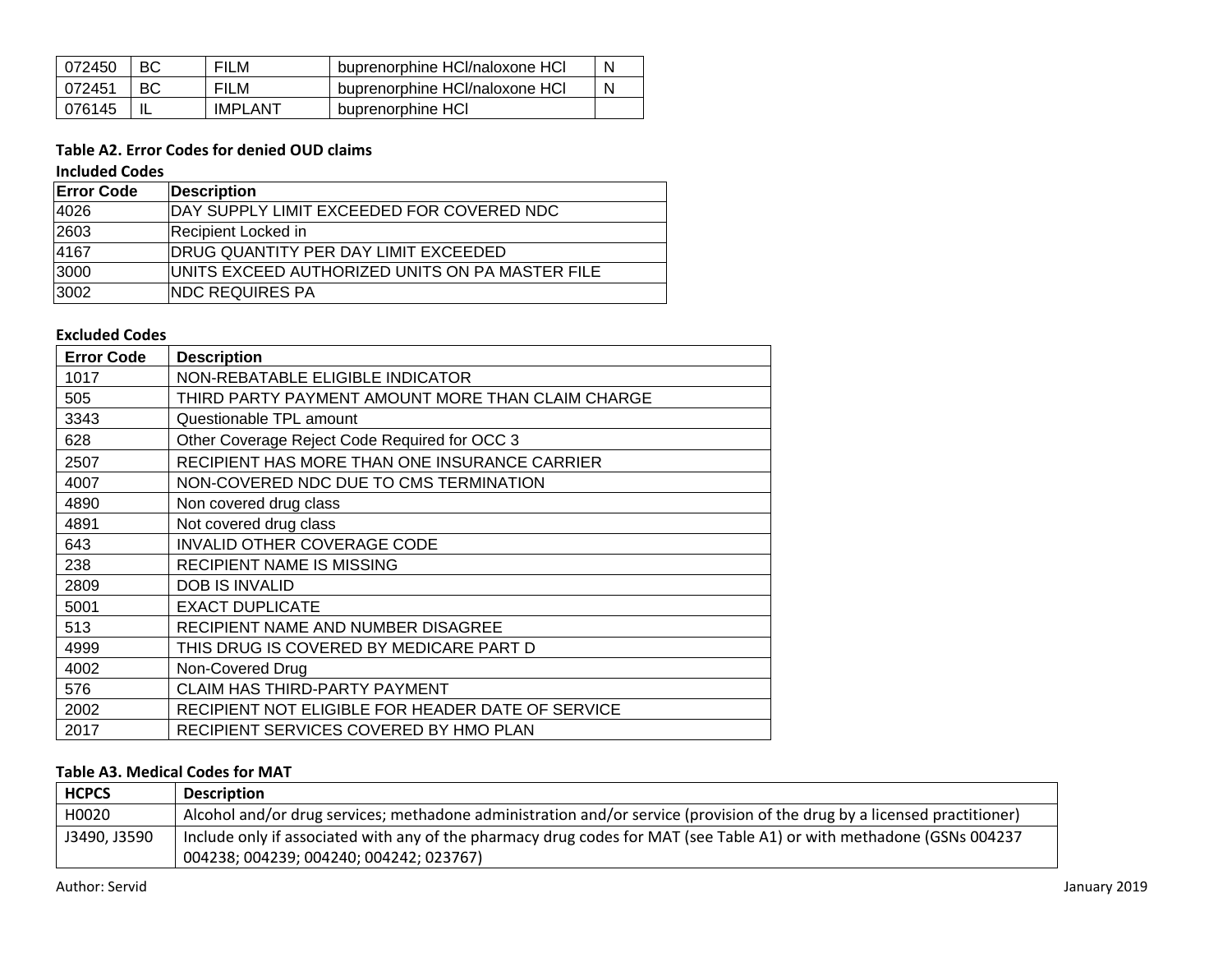| 072450 | BC | FILM | buprenorphine HCl/naloxone HCl | N |
|---|---|---|---|---|
| 072451 | BC | FILM | buprenorphine HCl/naloxone HCl | N |
| 076145 | IL | IMPLANT | buprenorphine HCl | |

### Table A2. Error Codes for denied OUD claims

**Included Codes**

| Error Code | Description |
|---|---|
| 4026 | DAY SUPPLY LIMIT EXCEEDED FOR COVERED NDC |
| 2603 | Recipient Locked in |
| 4167 | DRUG QUANTITY PER DAY LIMIT EXCEEDED |
| 3000 | UNITS EXCEED AUTHORIZED UNITS ON PA MASTER FILE |
| 3002 | NDC REQUIRES PA |

**Excluded Codes**

| Error Code | Description |
|---|---|
| 1017 | NON-REBATABLE ELIGIBLE INDICATOR |
| 505 | THIRD PARTY PAYMENT AMOUNT MORE THAN CLAIM CHARGE |
| 3343 | Questionable TPL amount |
| 628 | Other Coverage Reject Code Required for OCC 3 |
| 2507 | RECIPIENT HAS MORE THAN ONE INSURANCE CARRIER |
| 4007 | NON-COVERED NDC DUE TO CMS TERMINATION |
| 4890 | Non covered drug class |
| 4891 | Not covered drug class |
| 643 | INVALID OTHER COVERAGE CODE |
| 238 | RECIPIENT NAME IS MISSING |
| 2809 | DOB IS INVALID |
| 5001 | EXACT DUPLICATE |
| 513 | RECIPIENT NAME AND NUMBER DISAGREE |
| 4999 | THIS DRUG IS COVERED BY MEDICARE PART D |
| 4002 | Non-Covered Drug |
| 576 | CLAIM HAS THIRD-PARTY PAYMENT |
| 2002 | RECIPIENT NOT ELIGIBLE FOR HEADER DATE OF SERVICE |
| 2017 | RECIPIENT SERVICES COVERED BY HMO PLAN |

### Table A3. Medical Codes for MAT

| HCPCS | Description |
|---|---|
| H0020 | Alcohol and/or drug services; methadone administration and/or service (provision of the drug by a licensed practitioner) |
| J3490, J3590 | Include only if associated with any of the pharmacy drug codes for MAT (see Table A1) or with methadone (GSNs 004237 004238; 004239; 004240; 004242; 023767) |

Author: Servid

January 2019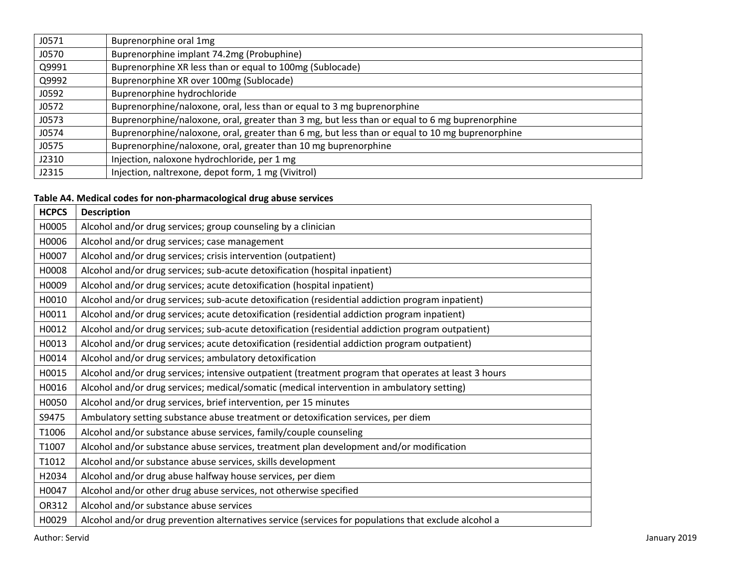| | |
|---|---|
| J0571 | Buprenorphine oral 1mg |
| J0570 | Buprenorphine implant 74.2mg (Probuphine) |
| Q9991 | Buprenorphine XR less than or equal to 100mg (Sublocade) |
| Q9992 | Buprenorphine XR over 100mg (Sublocade) |
| J0592 | Buprenorphine hydrochloride |
| J0572 | Buprenorphine/naloxone, oral, less than or equal to 3 mg buprenorphine |
| J0573 | Buprenorphine/naloxone, oral, greater than 3 mg, but less than or equal to 6 mg buprenorphine |
| J0574 | Buprenorphine/naloxone, oral, greater than 6 mg, but less than or equal to 10 mg buprenorphine |
| J0575 | Buprenorphine/naloxone, oral, greater than 10 mg buprenorphine |
| J2310 | Injection, naloxone hydrochloride, per 1 mg |
| J2315 | Injection, naltrexone, depot form, 1 mg (Vivitrol) |

**Table A4. Medical codes for non-pharmacological drug abuse services**

| HCPCS | Description |
|---|---|
| H0005 | Alcohol and/or drug services; group counseling by a clinician |
| H0006 | Alcohol and/or drug services; case management |
| H0007 | Alcohol and/or drug services; crisis intervention (outpatient) |
| H0008 | Alcohol and/or drug services; sub-acute detoxification (hospital inpatient) |
| H0009 | Alcohol and/or drug services; acute detoxification (hospital inpatient) |
| H0010 | Alcohol and/or drug services; sub-acute detoxification (residential addiction program inpatient) |
| H0011 | Alcohol and/or drug services; acute detoxification (residential addiction program inpatient) |
| H0012 | Alcohol and/or drug services; sub-acute detoxification (residential addiction program outpatient) |
| H0013 | Alcohol and/or drug services; acute detoxification (residential addiction program outpatient) |
| H0014 | Alcohol and/or drug services; ambulatory detoxification |
| H0015 | Alcohol and/or drug services; intensive outpatient (treatment program that operates at least 3 hours |
| H0016 | Alcohol and/or drug services; medical/somatic (medical intervention in ambulatory setting) |
| H0050 | Alcohol and/or drug services, brief intervention, per 15 minutes |
| S9475 | Ambulatory setting substance abuse treatment or detoxification services, per diem |
| T1006 | Alcohol and/or substance abuse services, family/couple counseling |
| T1007 | Alcohol and/or substance abuse services, treatment plan development and/or modification |
| T1012 | Alcohol and/or substance abuse services, skills development |
| H2034 | Alcohol and/or drug abuse halfway house services, per diem |
| H0047 | Alcohol and/or other drug abuse services, not otherwise specified |
| OR312 | Alcohol and/or substance abuse services |
| H0029 | Alcohol and/or drug prevention alternatives service (services for populations that exclude alcohol a |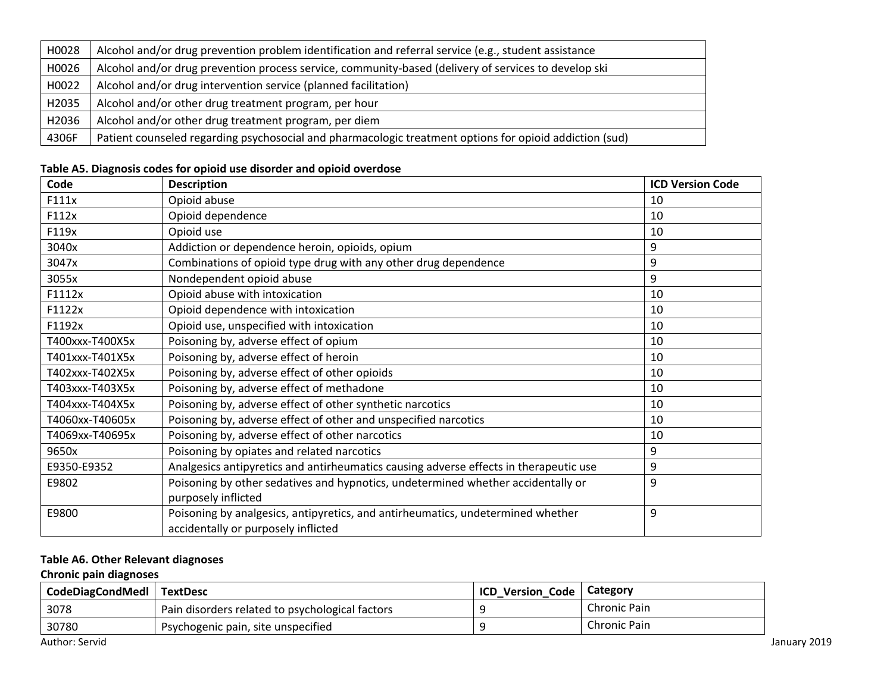| H0028 | Alcohol and/or drug prevention problem identification and referral service (e.g., student assistance |
|---|---|
| H0026 | Alcohol and/or drug prevention process service, community-based (delivery of services to develop ski |
| H0022 | Alcohol and/or drug intervention service (planned facilitation) |
| H2035 | Alcohol and/or other drug treatment program, per hour |
| H2036 | Alcohol and/or other drug treatment program, per diem |
| 4306F | Patient counseled regarding psychosocial and pharmacologic treatment options for opioid addiction (sud) |

**Table A5. Diagnosis codes for opioid use disorder and opioid overdose**

| Code | Description | ICD Version Code |
|---|---|---|
| F111x | Opioid abuse | 10 |
| F112x | Opioid dependence | 10 |
| F119x | Opioid use | 10 |
| 3040x | Addiction or dependence heroin, opioids, opium | 9 |
| 3047x | Combinations of opioid type drug with any other drug dependence | 9 |
| 3055x | Nondependent opioid abuse | 9 |
| F1112x | Opioid abuse with intoxication | 10 |
| F1122x | Opioid dependence with intoxication | 10 |
| F1192x | Opioid use, unspecified with intoxication | 10 |
| T400xxx-T400X5x | Poisoning by, adverse effect of opium | 10 |
| T401xxx-T401X5x | Poisoning by, adverse effect of heroin | 10 |
| T402xxx-T402X5x | Poisoning by, adverse effect of other opioids | 10 |
| T403xxx-T403X5x | Poisoning by, adverse effect of methadone | 10 |
| T404xxx-T404X5x | Poisoning by, adverse effect of other synthetic narcotics | 10 |
| T4060xx-T40605x | Poisoning by, adverse effect of other and unspecified narcotics | 10 |
| T4069xx-T40695x | Poisoning by, adverse effect of other narcotics | 10 |
| 9650x | Poisoning by opiates and related narcotics | 9 |
| E9350-E9352 | Analgesics antipyretics and antirheumatics causing adverse effects in therapeutic use | 9 |
| E9802 | Poisoning by other sedatives and hypnotics, undetermined whether accidentally or purposely inflicted | 9 |
| E9800 | Poisoning by analgesics, antipyretics, and antirheumatics, undetermined whether accidentally or purposely inflicted | 9 |

**Table A6. Other Relevant diagnoses**

**Chronic pain diagnoses**

| CodeDiagCondMedl | TextDesc | ICD_Version_Code | Category |
|---|---|---|---|
| 3078 | Pain disorders related to psychological factors | 9 | Chronic Pain |
| 30780 | Psychogenic pain, site unspecified | 9 | Chronic Pain |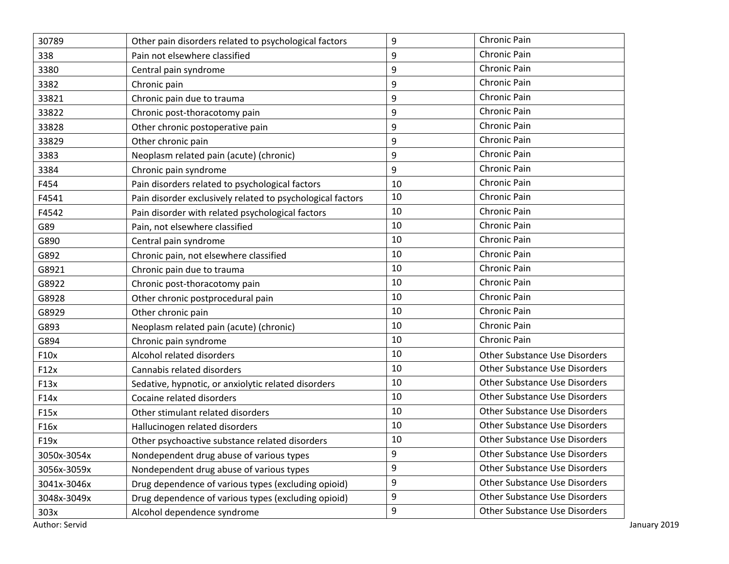| | | | |
|---|---|---|---|
| 30789 | Other pain disorders related to psychological factors | 9 | Chronic Pain |
| 338 | Pain not elsewhere classified | 9 | Chronic Pain |
| 3380 | Central pain syndrome | 9 | Chronic Pain |
| 3382 | Chronic pain | 9 | Chronic Pain |
| 33821 | Chronic pain due to trauma | 9 | Chronic Pain |
| 33822 | Chronic post-thoracotomy pain | 9 | Chronic Pain |
| 33828 | Other chronic postoperative pain | 9 | Chronic Pain |
| 33829 | Other chronic pain | 9 | Chronic Pain |
| 3383 | Neoplasm related pain (acute) (chronic) | 9 | Chronic Pain |
| 3384 | Chronic pain syndrome | 9 | Chronic Pain |
| F454 | Pain disorders related to psychological factors | 10 | Chronic Pain |
| F4541 | Pain disorder exclusively related to psychological factors | 10 | Chronic Pain |
| F4542 | Pain disorder with related psychological factors | 10 | Chronic Pain |
| G89 | Pain, not elsewhere classified | 10 | Chronic Pain |
| G890 | Central pain syndrome | 10 | Chronic Pain |
| G892 | Chronic pain, not elsewhere classified | 10 | Chronic Pain |
| G8921 | Chronic pain due to trauma | 10 | Chronic Pain |
| G8922 | Chronic post-thoracotomy pain | 10 | Chronic Pain |
| G8928 | Other chronic postprocedural pain | 10 | Chronic Pain |
| G8929 | Other chronic pain | 10 | Chronic Pain |
| G893 | Neoplasm related pain (acute) (chronic) | 10 | Chronic Pain |
| G894 | Chronic pain syndrome | 10 | Chronic Pain |
| F10x | Alcohol related disorders | 10 | Other Substance Use Disorders |
| F12x | Cannabis related disorders | 10 | Other Substance Use Disorders |
| F13x | Sedative, hypnotic, or anxiolytic related disorders | 10 | Other Substance Use Disorders |
| F14x | Cocaine related disorders | 10 | Other Substance Use Disorders |
| F15x | Other stimulant related disorders | 10 | Other Substance Use Disorders |
| F16x | Hallucinogen related disorders | 10 | Other Substance Use Disorders |
| F19x | Other psychoactive substance related disorders | 10 | Other Substance Use Disorders |
| 3050x-3054x | Nondependent drug abuse of various types | 9 | Other Substance Use Disorders |
| 3056x-3059x | Nondependent drug abuse of various types | 9 | Other Substance Use Disorders |
| 3041x-3046x | Drug dependence of various types (excluding opioid) | 9 | Other Substance Use Disorders |
| 3048x-3049x | Drug dependence of various types (excluding opioid) | 9 | Other Substance Use Disorders |
| 303x | Alcohol dependence syndrome | 9 | Other Substance Use Disorders |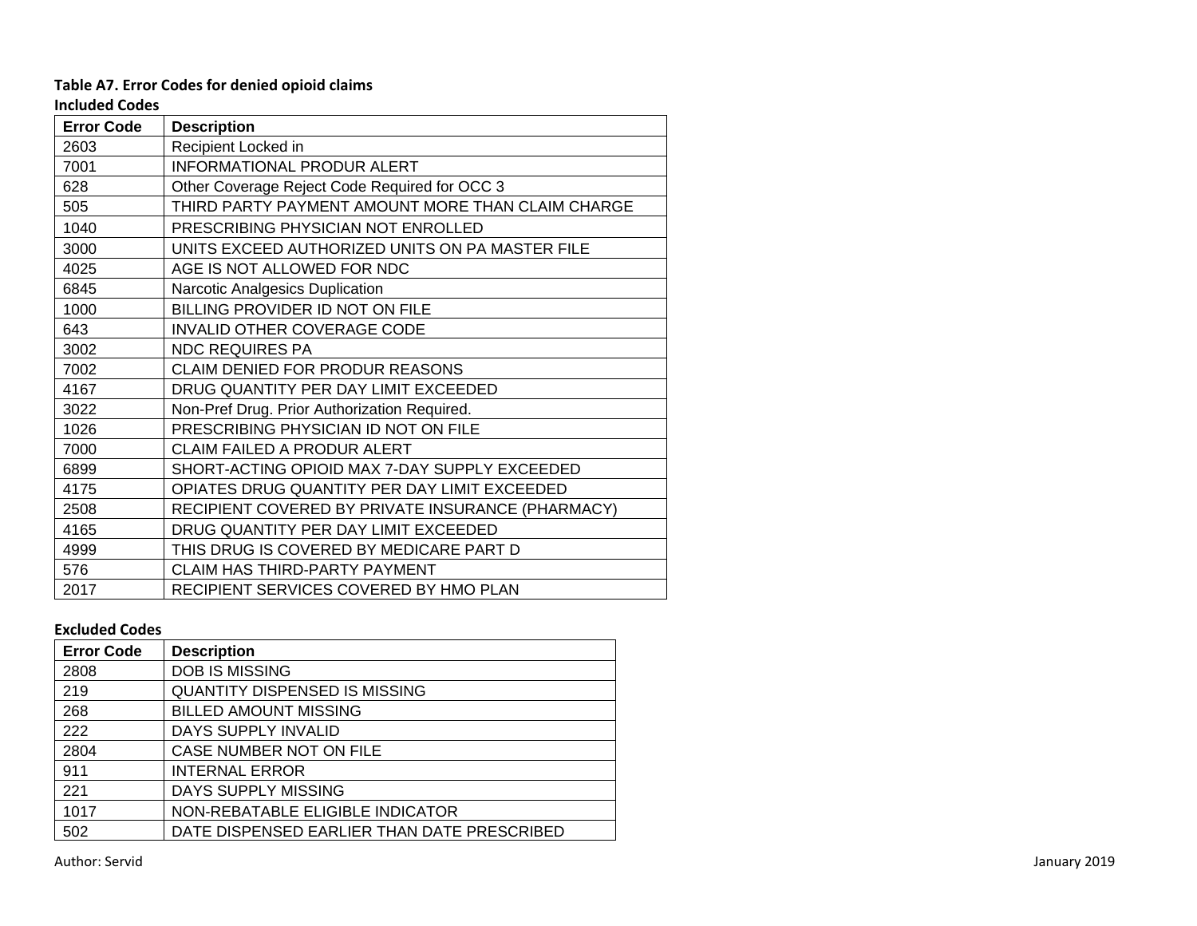**Table A7. Error Codes for denied opioid claims**

**Included Codes**

| Error Code | Description |
|---|---|
| 2603 | Recipient Locked in |
| 7001 | INFORMATIONAL PRODUR ALERT |
| 628 | Other Coverage Reject Code Required for OCC 3 |
| 505 | THIRD PARTY PAYMENT AMOUNT MORE THAN CLAIM CHARGE |
| 1040 | PRESCRIBING PHYSICIAN NOT ENROLLED |
| 3000 | UNITS EXCEED AUTHORIZED UNITS ON PA MASTER FILE |
| 4025 | AGE IS NOT ALLOWED FOR NDC |
| 6845 | Narcotic Analgesics Duplication |
| 1000 | BILLING PROVIDER ID NOT ON FILE |
| 643 | INVALID OTHER COVERAGE CODE |
| 3002 | NDC REQUIRES PA |
| 7002 | CLAIM DENIED FOR PRODUR REASONS |
| 4167 | DRUG QUANTITY PER DAY LIMIT EXCEEDED |
| 3022 | Non-Pref Drug. Prior Authorization Required. |
| 1026 | PRESCRIBING PHYSICIAN ID NOT ON FILE |
| 7000 | CLAIM FAILED A PRODUR ALERT |
| 6899 | SHORT-ACTING OPIOID MAX 7-DAY SUPPLY EXCEEDED |
| 4175 | OPIATES DRUG QUANTITY PER DAY LIMIT EXCEEDED |
| 2508 | RECIPIENT COVERED BY PRIVATE INSURANCE (PHARMACY) |
| 4165 | DRUG QUANTITY PER DAY LIMIT EXCEEDED |
| 4999 | THIS DRUG IS COVERED BY MEDICARE PART D |
| 576 | CLAIM HAS THIRD-PARTY PAYMENT |
| 2017 | RECIPIENT SERVICES COVERED BY HMO PLAN |

**Excluded Codes**

| Error Code | Description |
|---|---|
| 2808 | DOB IS MISSING |
| 219 | QUANTITY DISPENSED IS MISSING |
| 268 | BILLED AMOUNT MISSING |
| 222 | DAYS SUPPLY INVALID |
| 2804 | CASE NUMBER NOT ON FILE |
| 911 | INTERNAL ERROR |
| 221 | DAYS SUPPLY MISSING |
| 1017 | NON-REBATABLE ELIGIBLE INDICATOR |
| 502 | DATE DISPENSED EARLIER THAN DATE PRESCRIBED |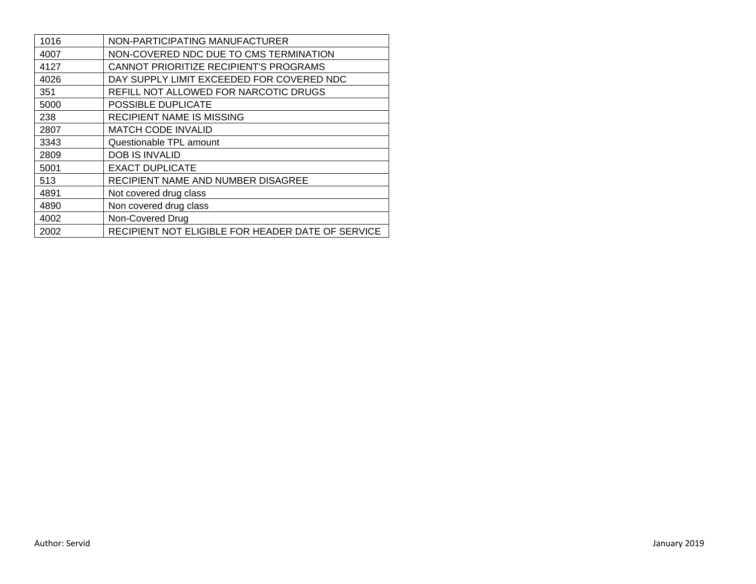| | |
|---|---|
| 1016 | NON-PARTICIPATING MANUFACTURER |
| 4007 | NON-COVERED NDC DUE TO CMS TERMINATION |
| 4127 | CANNOT PRIORITIZE RECIPIENT'S PROGRAMS |
| 4026 | DAY SUPPLY LIMIT EXCEEDED FOR COVERED NDC |
| 351 | REFILL NOT ALLOWED FOR NARCOTIC DRUGS |
| 5000 | POSSIBLE DUPLICATE |
| 238 | RECIPIENT NAME IS MISSING |
| 2807 | MATCH CODE INVALID |
| 3343 | Questionable TPL amount |
| 2809 | DOB IS INVALID |
| 5001 | EXACT DUPLICATE |
| 513 | RECIPIENT NAME AND NUMBER DISAGREE |
| 4891 | Not covered drug class |
| 4890 | Non covered drug class |
| 4002 | Non-Covered Drug |
| 2002 | RECIPIENT NOT ELIGIBLE FOR HEADER DATE OF SERVICE |